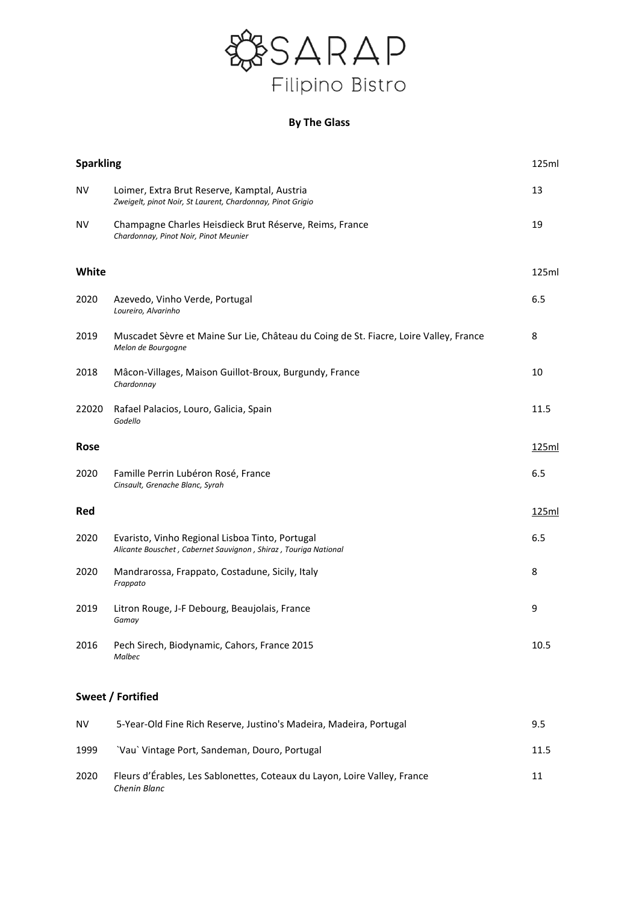# SARAP
## Filipino Bistro

### By The Glass

| **Sparkling** | | 125ml |
|---|---|---|
| NV | Loimer, Extra Brut Reserve, Kamptal, Austria<br>*Zweigelt, pinot Noir, St Laurent, Chardonnay, Pinot Grigio* | 13 |
| NV | Champagne Charles Heisdieck Brut Réserve, Reims, France<br>*Chardonnay, Pinot Noir, Pinot Meunier* | 19 |

| **White** | | 125ml |
|---|---|---|
| 2020 | Azevedo, Vinho Verde, Portugal<br>*Loureiro, Alvarinho* | 6.5 |
| 2019 | Muscadet Sèvre et Maine Sur Lie, Château du Coing de St. Fiacre, Loire Valley, France<br>*Melon de Bourgogne* | 8 |
| 2018 | Mâcon-Villages, Maison Guillot-Broux, Burgundy, France<br>*Chardonnay* | 10 |
| 22020 | Rafael Palacios, Louro, Galicia, Spain<br>*Godello* | 11.5 |

| **Rose** | | 125ml |
|---|---|---|
| 2020 | Famille Perrin Lubéron Rosé, France<br>*Cinsault, Grenache Blanc, Syrah* | 6.5 |

| **Red** | | 125ml |
|---|---|---|
| 2020 | Evaristo, Vinho Regional Lisboa Tinto, Portugal<br>*Alicante Bouschet , Cabernet Sauvignon , Shiraz , Touriga National* | 6.5 |
| 2020 | Mandrarossa, Frappato, Costadune, Sicily, Italy<br>*Frappato* | 8 |
| 2019 | Litron Rouge, J-F Debourg, Beaujolais, France<br>*Gamay* | 9 |
| 2016 | Pech Sirech, Biodynamic, Cahors, France 2015<br>*Malbec* | 10.5 |

| **Sweet / Fortified** | | |
|---|---|---|
| NV | 5-Year-Old Fine Rich Reserve, Justino's Madeira, Madeira, Portugal | 9.5 |
| 1999 | \`Vau\` Vintage Port, Sandeman, Douro, Portugal | 11.5 |
| 2020 | Fleurs d'Érables, Les Sablonettes, Coteaux du Layon, Loire Valley, France<br>*Chenin Blanc* | 11 |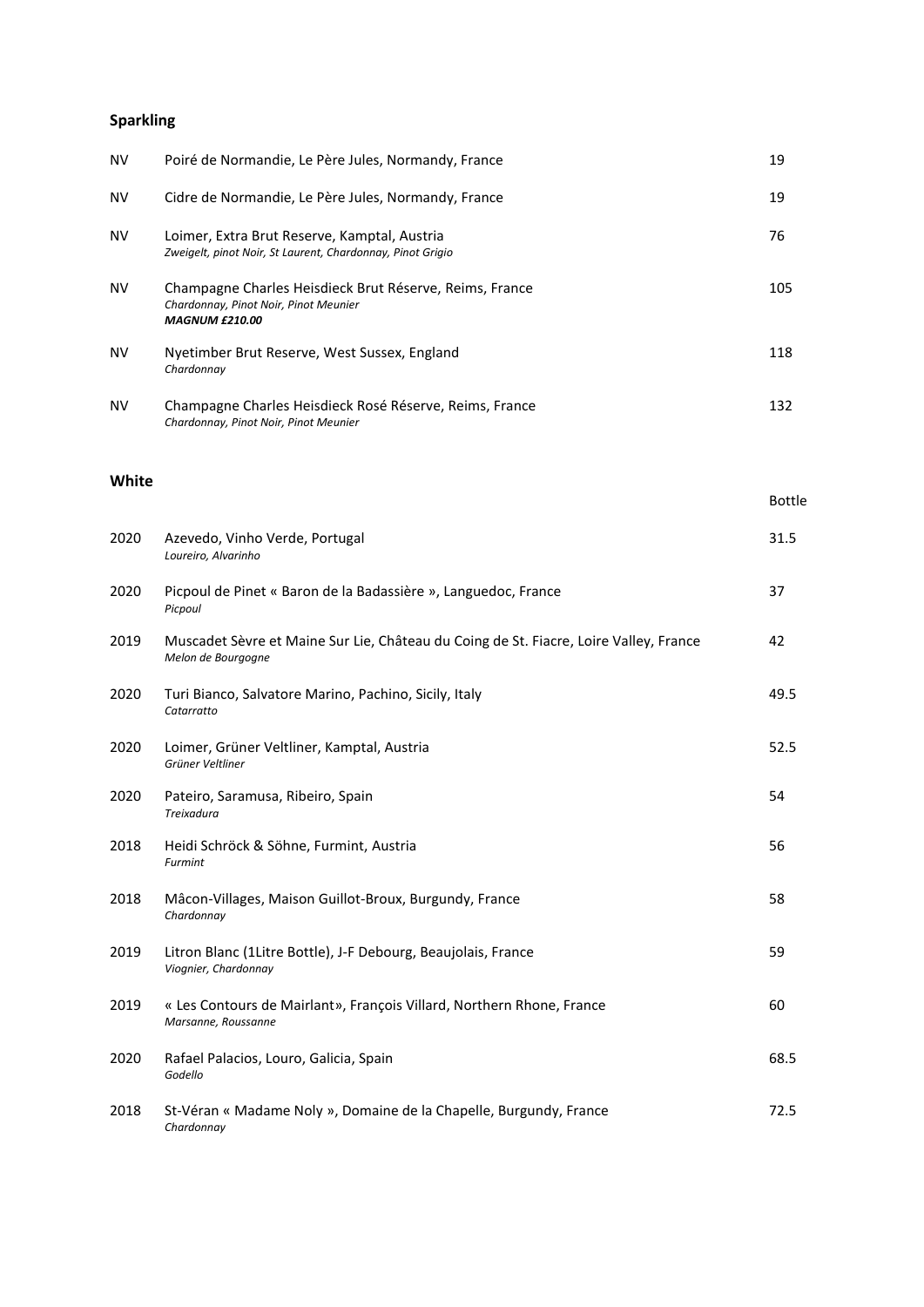## Sparkling

| | | |
|---|---|---|
| NV | Poiré de Normandie, Le Père Jules, Normandy, France | 19 |
| NV | Cidre de Normandie, Le Père Jules, Normandy, France | 19 |
| NV | Loimer, Extra Brut Reserve, Kamptal, Austria<br>*Zweigelt, pinot Noir, St Laurent, Chardonnay, Pinot Grigio* | 76 |
| NV | Champagne Charles Heisdieck Brut Réserve, Reims, France<br>*Chardonnay, Pinot Noir, Pinot Meunier*<br>***MAGNUM £210.00*** | 105 |
| NV | Nyetimber Brut Reserve, West Sussex, England<br>*Chardonnay* | 118 |
| NV | Champagne Charles Heisdieck Rosé Réserve, Reims, France<br>*Chardonnay, Pinot Noir, Pinot Meunier* | 132 |

## White

| | | Bottle |
|---|---|---|
| 2020 | Azevedo, Vinho Verde, Portugal<br>*Loureiro, Alvarinho* | 31.5 |
| 2020 | Picpoul de Pinet « Baron de la Badassière », Languedoc, France<br>*Picpoul* | 37 |
| 2019 | Muscadet Sèvre et Maine Sur Lie, Château du Coing de St. Fiacre, Loire Valley, France<br>*Melon de Bourgogne* | 42 |
| 2020 | Turi Bianco, Salvatore Marino, Pachino, Sicily, Italy<br>*Catarratto* | 49.5 |
| 2020 | Loimer, Grüner Veltliner, Kamptal, Austria<br>*Grüner Veltliner* | 52.5 |
| 2020 | Pateiro, Saramusa, Ribeiro, Spain<br>*Treixadura* | 54 |
| 2018 | Heidi Schröck & Söhne, Furmint, Austria<br>*Furmint* | 56 |
| 2018 | Mâcon-Villages, Maison Guillot-Broux, Burgundy, France<br>*Chardonnay* | 58 |
| 2019 | Litron Blanc (1Litre Bottle), J-F Debourg, Beaujolais, France<br>*Viognier, Chardonnay* | 59 |
| 2019 | « Les Contours de Mairlant», François Villard, Northern Rhone, France<br>*Marsanne, Roussanne* | 60 |
| 2020 | Rafael Palacios, Louro, Galicia, Spain<br>*Godello* | 68.5 |
| 2018 | St-Véran « Madame Noly », Domaine de la Chapelle, Burgundy, France<br>*Chardonnay* | 72.5 |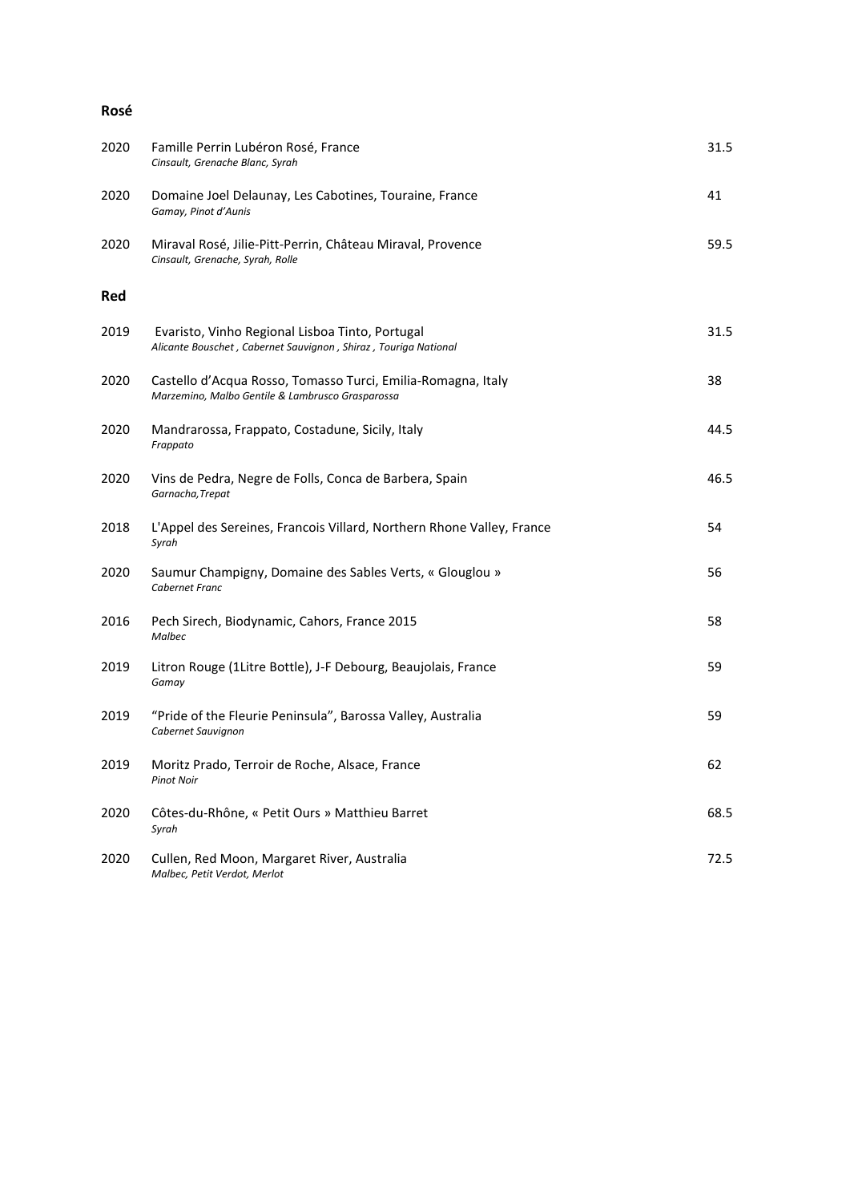## Rosé

| | | |
|---|---|---|
| 2020 | Famille Perrin Lubéron Rosé, France<br>*Cinsault, Grenache Blanc, Syrah* | 31.5 |
| 2020 | Domaine Joel Delaunay, Les Cabotines, Touraine, France<br>*Gamay, Pinot d'Aunis* | 41 |
| 2020 | Miraval Rosé, Jilie-Pitt-Perrin, Château Miraval, Provence<br>*Cinsault, Grenache, Syrah, Rolle* | 59.5 |

## Red

| | | |
|---|---|---|
| 2019 | Evaristo, Vinho Regional Lisboa Tinto, Portugal<br>*Alicante Bouschet , Cabernet Sauvignon , Shiraz , Touriga National* | 31.5 |
| 2020 | Castello d'Acqua Rosso, Tomasso Turci, Emilia-Romagna, Italy<br>*Marzemino, Malbo Gentile & Lambrusco Grasparossa* | 38 |
| 2020 | Mandrarossa, Frappato, Costadune, Sicily, Italy<br>*Frappato* | 44.5 |
| 2020 | Vins de Pedra, Negre de Folls, Conca de Barbera, Spain<br>*Garnacha,Trepat* | 46.5 |
| 2018 | L'Appel des Sereines, Francois Villard, Northern Rhone Valley, France<br>*Syrah* | 54 |
| 2020 | Saumur Champigny, Domaine des Sables Verts, « Glouglou »<br>*Cabernet Franc* | 56 |
| 2016 | Pech Sirech, Biodynamic, Cahors, France 2015<br>*Malbec* | 58 |
| 2019 | Litron Rouge (1Litre Bottle), J-F Debourg, Beaujolais, France<br>*Gamay* | 59 |
| 2019 | "Pride of the Fleurie Peninsula", Barossa Valley, Australia<br>*Cabernet Sauvignon* | 59 |
| 2019 | Moritz Prado, Terroir de Roche, Alsace, France<br>*Pinot Noir* | 62 |
| 2020 | Côtes-du-Rhône, « Petit Ours » Matthieu Barret<br>*Syrah* | 68.5 |
| 2020 | Cullen, Red Moon, Margaret River, Australia<br>*Malbec, Petit Verdot, Merlot* | 72.5 |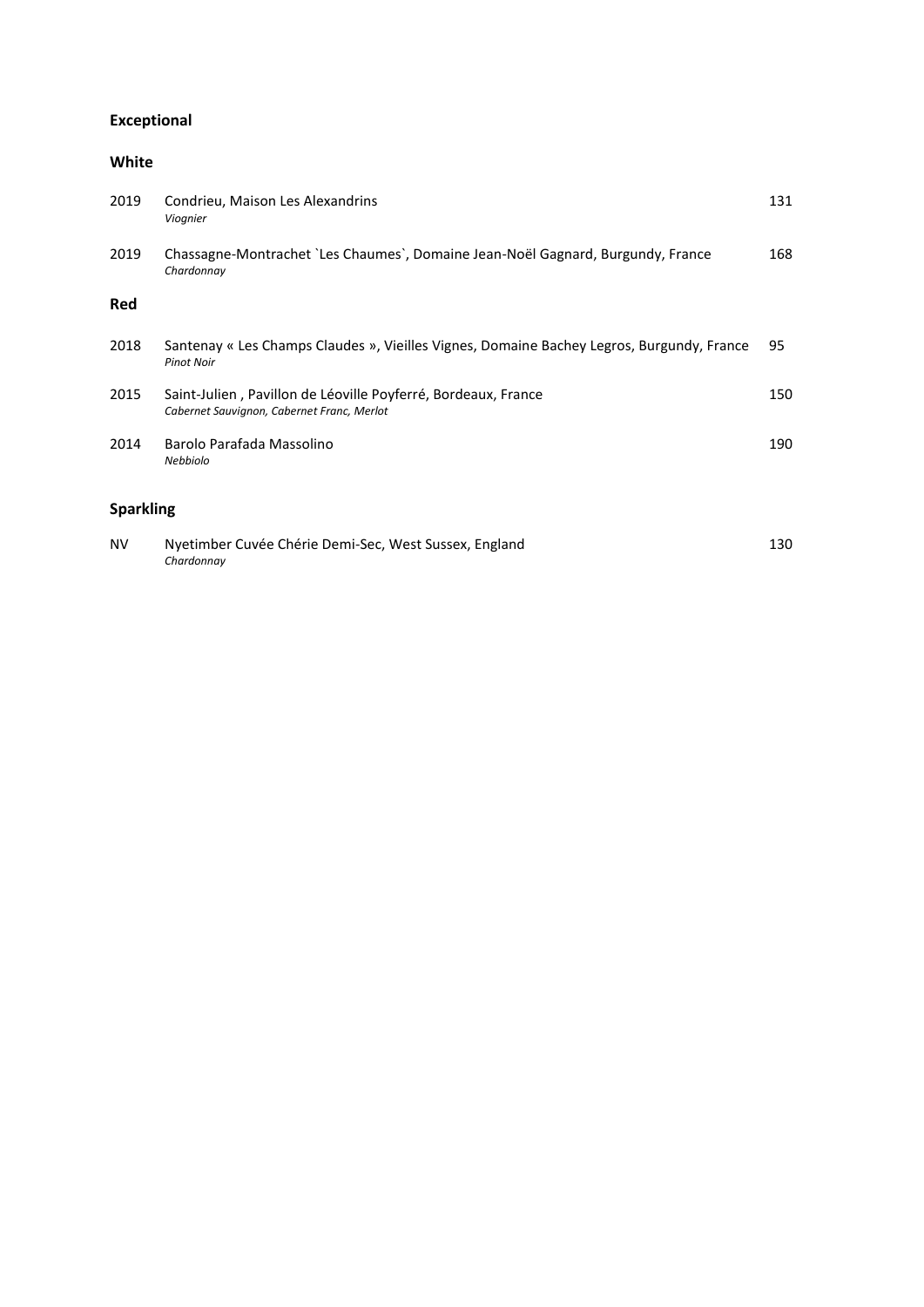## Exceptional

### White

| | | |
|---|---|---|
| 2019 | Condrieu, Maison Les Alexandrins<br>*Viognier* | 131 |
| 2019 | Chassagne-Montrachet `Les Chaumes`, Domaine Jean-Noël Gagnard, Burgundy, France<br>*Chardonnay* | 168 |

### Red

| | | |
|---|---|---|
| 2018 | Santenay « Les Champs Claudes », Vieilles Vignes, Domaine Bachey Legros, Burgundy, France<br>*Pinot Noir* | 95 |
| 2015 | Saint-Julien , Pavillon de Léoville Poyferré, Bordeaux, France<br>*Cabernet Sauvignon, Cabernet Franc, Merlot* | 150 |
| 2014 | Barolo Parafada Massolino<br>*Nebbiolo* | 190 |

### Sparkling

| | | |
|---|---|---|
| NV | Nyetimber Cuvée Chérie Demi-Sec, West Sussex, England<br>*Chardonnay* | 130 |